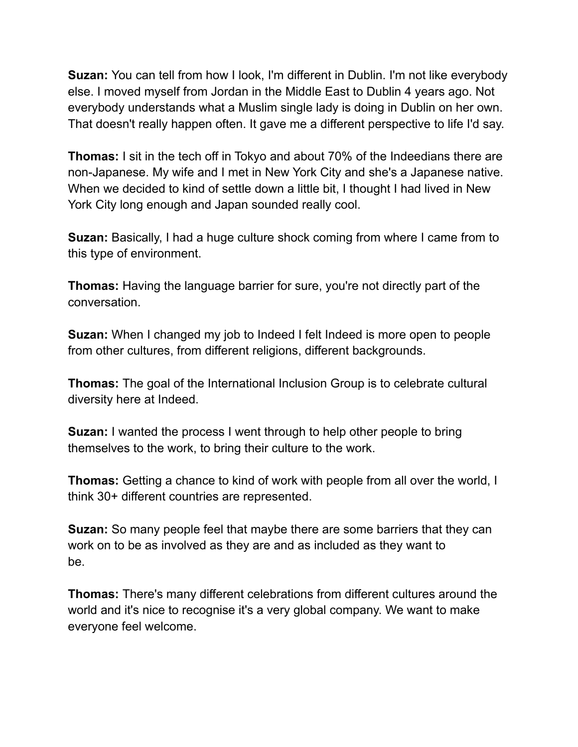**Suzan:** You can tell from how I look, I'm different in Dublin. I'm not like everybody else. I moved myself from Jordan in the Middle East to Dublin 4 years ago. Not everybody understands what a Muslim single lady is doing in Dublin on her own. That doesn't really happen often. It gave me a different perspective to life I'd say.

**Thomas:** I sit in the tech off in Tokyo and about 70% of the Indeedians there are non-Japanese. My wife and I met in New York City and she's a Japanese native. When we decided to kind of settle down a little bit, I thought I had lived in New York City long enough and Japan sounded really cool.

**Suzan:** Basically, I had a huge culture shock coming from where I came from to this type of environment.

**Thomas:** Having the language barrier for sure, you're not directly part of the conversation.

**Suzan:** When I changed my job to Indeed I felt Indeed is more open to people from other cultures, from different religions, different backgrounds.

**Thomas:** The goal of the International Inclusion Group is to celebrate cultural diversity here at Indeed.

**Suzan:** I wanted the process I went through to help other people to bring themselves to the work, to bring their culture to the work.

**Thomas:** Getting a chance to kind of work with people from all over the world, I think 30+ different countries are represented.

**Suzan:** So many people feel that maybe there are some barriers that they can work on to be as involved as they are and as included as they want to be.

**Thomas:** There's many different celebrations from different cultures around the world and it's nice to recognise it's a very global company. We want to make everyone feel welcome.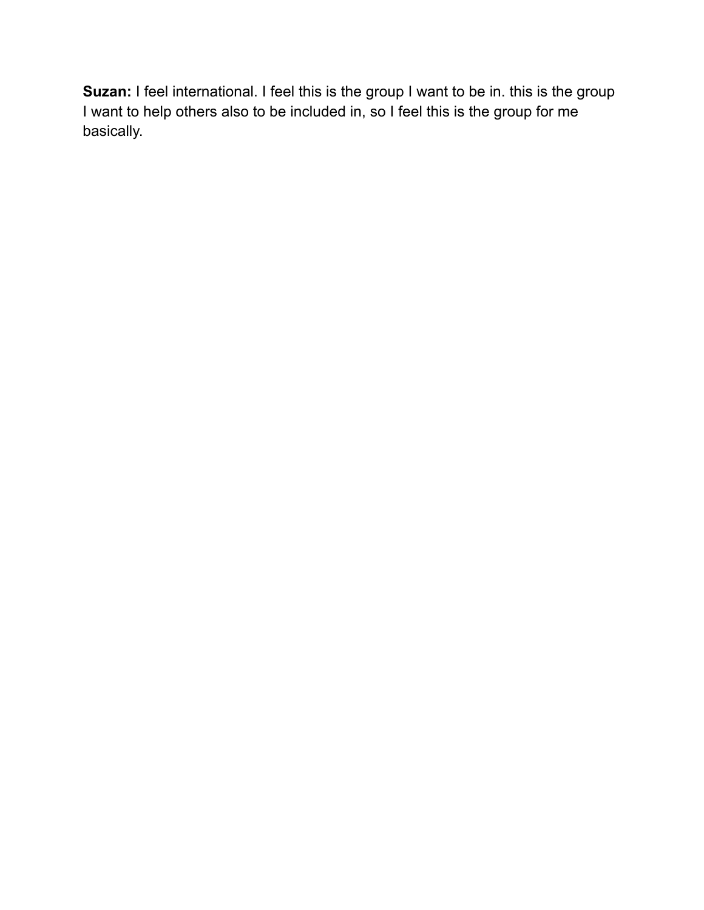**Suzan:** I feel international. I feel this is the group I want to be in. this is the group I want to help others also to be included in, so I feel this is the group for me basically.